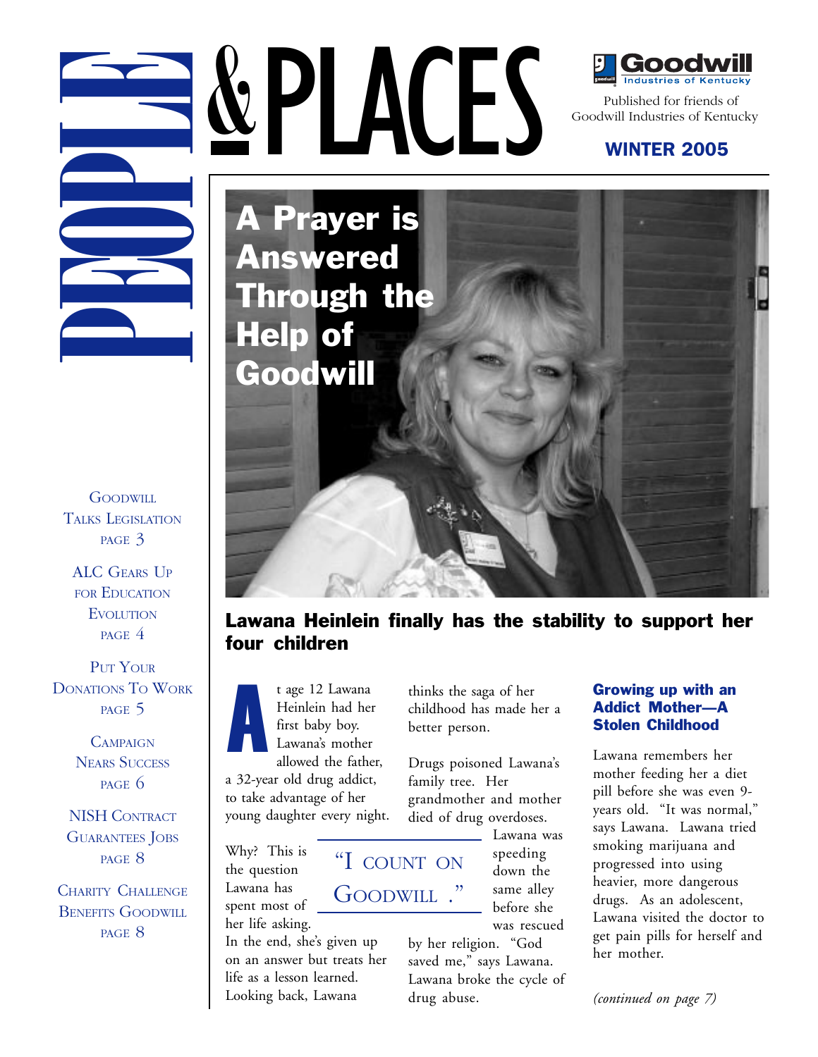# PEOPLE & PLACES

Goodwill Industries of Kentucky

Published for friends of Goodwill Industries of Kentucky

**WINTER 2005**

Goodwill Talks Legislation — page 3

ALC Gears Up for Education Evolution — page 4

Put Your Donations To Work — page 5

Campaign Nears Success — page 6

NISH Contract Guarantees Jobs — page 8

Charity Challenge Benefits Goodwill — page 8

## A Prayer is Answered Through the Help of Goodwill

### Lawana Heinlein finally has the stability to support her four children

At age 12 Lawana Heinlein had her first baby boy. Lawana's mother allowed the father, a 32-year old drug addict, to take advantage of her young daughter every night.

Why? This is the question Lawana has spent most of her life asking. In the end, she's given up on an answer but treats her life as a lesson learned. Looking back, Lawana thinks the saga of her childhood has made her a better person.

> "I count on Goodwill."

Drugs poisoned Lawana's family tree. Her grandmother and mother died of drug overdoses. Lawana was speeding down the same alley before she was rescued by her religion. "God saved me," says Lawana. Lawana broke the cycle of drug abuse.

### Growing up with an Addict Mother—A Stolen Childhood

Lawana remembers her mother feeding her a diet pill before she was even 9-years old. "It was normal," says Lawana. Lawana tried smoking marijuana and progressed into using heavier, more dangerous drugs. As an adolescent, Lawana visited the doctor to get pain pills for herself and her mother.

*(continued on page 7)*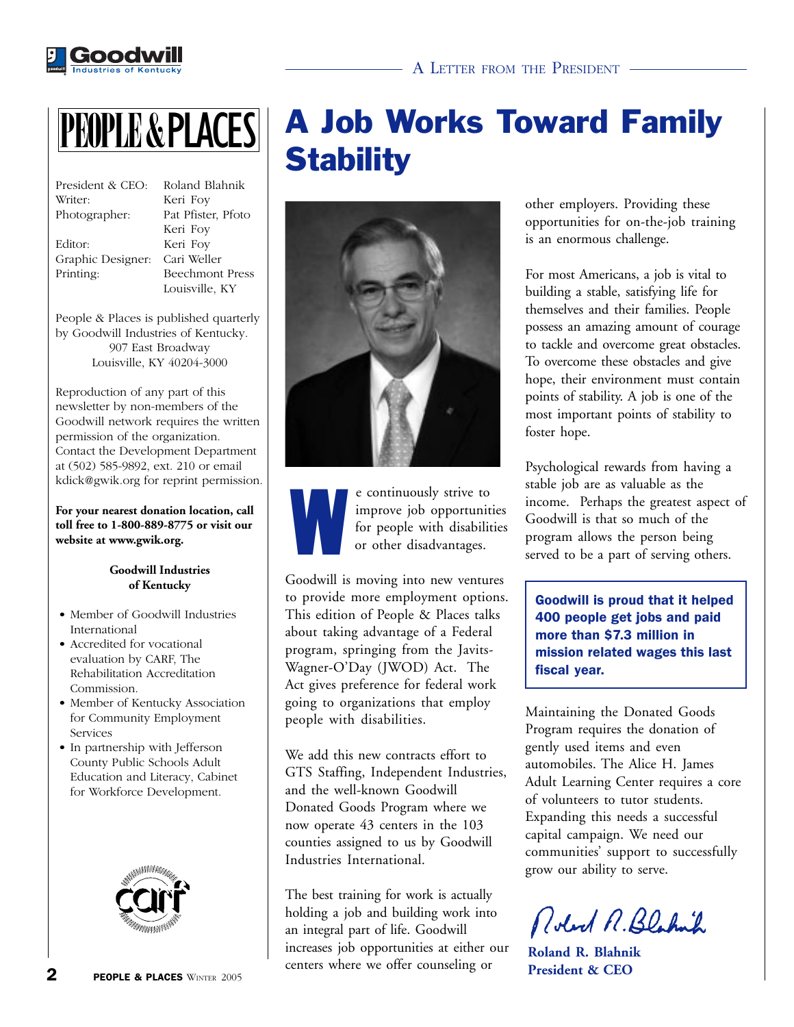# PEOPLE & PLACES

| | |
|---|---|
| President & CEO: | Roland Blahnik |
| Writer: | Keri Foy |
| Photographer: | Pat Pfister, Pfoto<br>Keri Foy |
| Editor: | Keri Foy |
| Graphic Designer: | Cari Weller |
| Printing: | Beechmont Press<br>Louisville, KY |

People & Places is published quarterly by Goodwill Industries of Kentucky.
907 East Broadway
Louisville, KY 40204-3000

Reproduction of any part of this newsletter by non-members of the Goodwill network requires the written permission of the organization. Contact the Development Department at (502) 585-9892, ext. 210 or email kdick@gwik.org for reprint permission.

**For your nearest donation location, call toll free to 1-800-889-8775 or visit our website at www.gwik.org.**

**Goodwill Industries of Kentucky**

- Member of Goodwill Industries International
- Accredited for vocational evaluation by CARF, The Rehabilitation Accreditation Commission.
- Member of Kentucky Association for Community Employment Services
- In partnership with Jefferson County Public Schools Adult Education and Literacy, Cabinet for Workforce Development.

A Letter from the President

# A Job Works Toward Family Stability

We continuously strive to improve job opportunities for people with disabilities or other disadvantages.

Goodwill is moving into new ventures to provide more employment options. This edition of People & Places talks about taking advantage of a Federal program, springing from the Javits-Wagner-O'Day (JWOD) Act. The Act gives preference for federal work going to organizations that employ people with disabilities.

We add this new contracts effort to GTS Staffing, Independent Industries, and the well-known Goodwill Donated Goods Program where we now operate 43 centers in the 103 counties assigned to us by Goodwill Industries International.

The best training for work is actually holding a job and building work into an integral part of life. Goodwill increases job opportunities at either our centers where we offer counseling or other employers. Providing these opportunities for on-the-job training is an enormous challenge.

For most Americans, a job is vital to building a stable, satisfying life for themselves and their families. People possess an amazing amount of courage to tackle and overcome great obstacles. To overcome these obstacles and give hope, their environment must contain points of stability. A job is one of the most important points of stability to foster hope.

Psychological rewards from having a stable job are as valuable as the income. Perhaps the greatest aspect of Goodwill is that so much of the program allows the person being served to be a part of serving others.

**Goodwill is proud that it helped 400 people get jobs and paid more than $7.3 million in mission related wages this last fiscal year.**

Maintaining the Donated Goods Program requires the donation of gently used items and even automobiles. The Alice H. James Adult Learning Center requires a core of volunteers to tutor students. Expanding this needs a successful capital campaign. We need our communities' support to successfully grow our ability to serve.

**Roland R. Blahnik**
**President & CEO**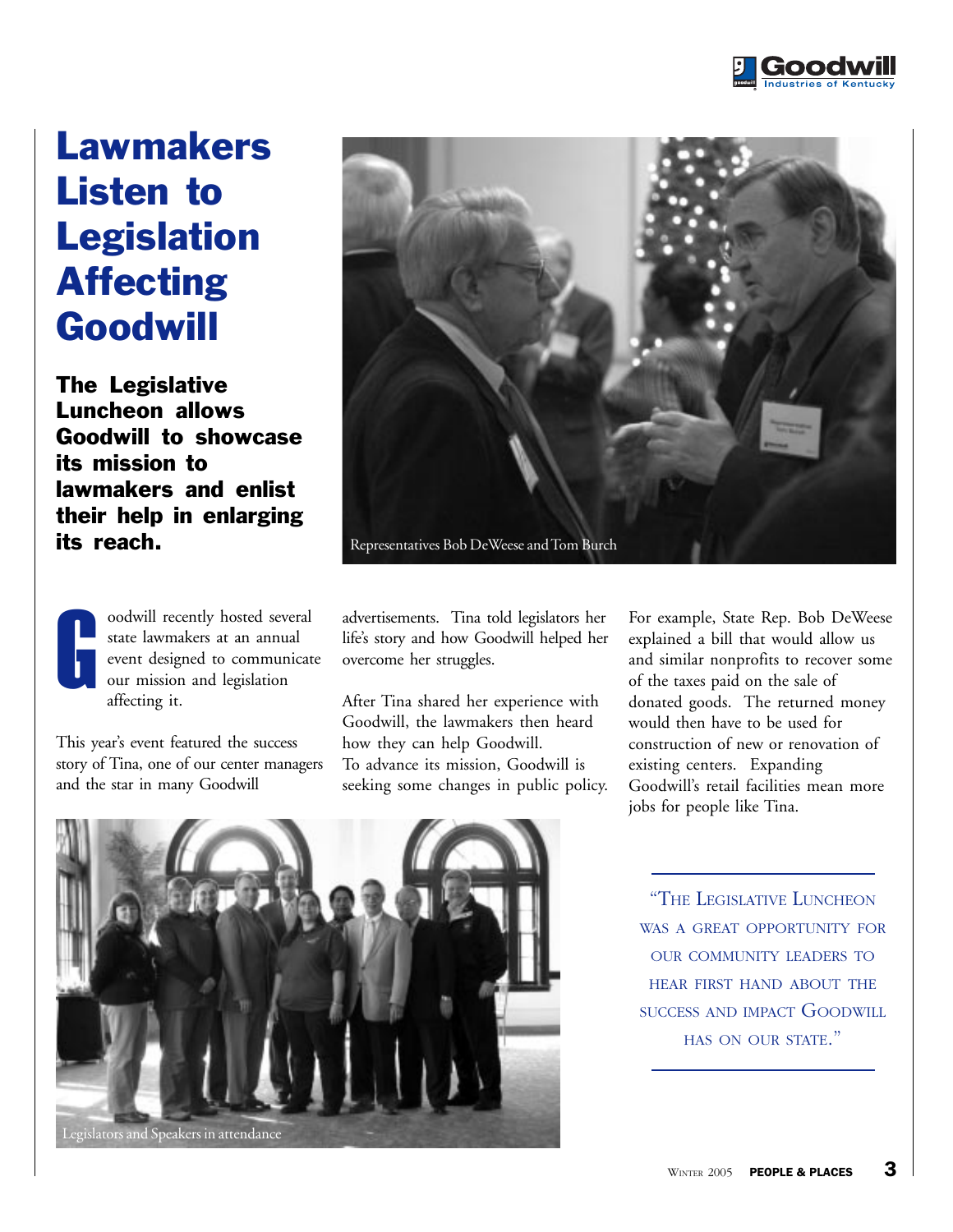# Lawmakers Listen to Legislation Affecting Goodwill

**The Legislative Luncheon allows Goodwill to showcase its mission to lawmakers and enlist their help in enlarging its reach.**

Representatives Bob DeWeese and Tom Burch

Goodwill recently hosted several state lawmakers at an annual event designed to communicate our mission and legislation affecting it.

This year's event featured the success story of Tina, one of our center managers and the star in many Goodwill advertisements. Tina told legislators her life's story and how Goodwill helped her overcome her struggles.

After Tina shared her experience with Goodwill, the lawmakers then heard how they can help Goodwill. To advance its mission, Goodwill is seeking some changes in public policy. For example, State Rep. Bob DeWeese explained a bill that would allow us and similar nonprofits to recover some of the taxes paid on the sale of donated goods. The returned money would then have to be used for construction of new or renovation of existing centers. Expanding Goodwill's retail facilities mean more jobs for people like Tina.

> "The Legislative Luncheon was a great opportunity for our community leaders to hear first hand about the success and impact Goodwill has on our state."

Legislators and Speakers in attendance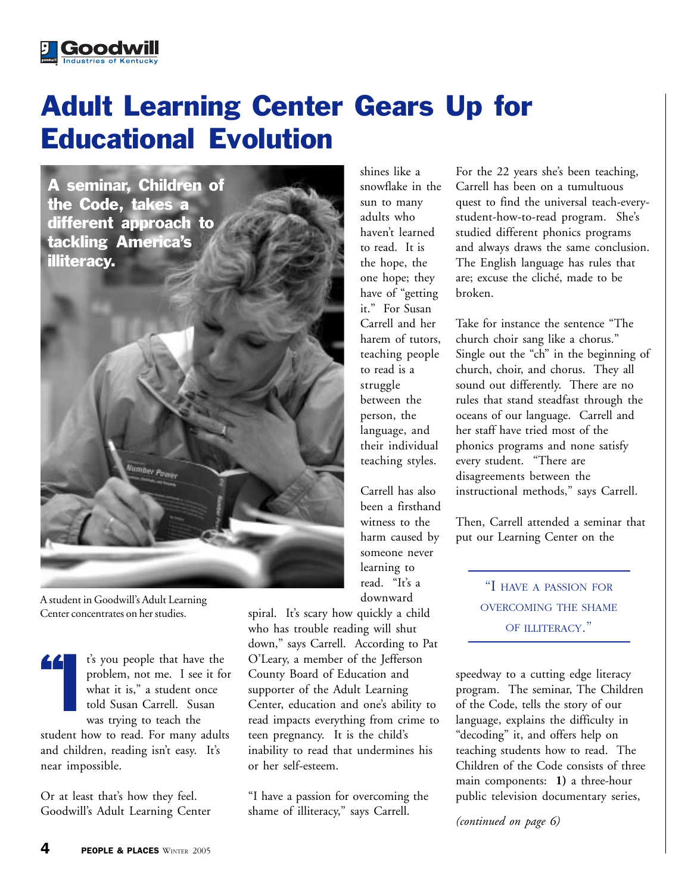# Adult Learning Center Gears Up for Educational Evolution

**A seminar, Children of the Code, takes a different approach to tackling America's illiteracy.**

A student in Goodwill's Adult Learning Center concentrates on her studies.

"It's you people that have the problem, not me. I see it for what it is," a student once told Susan Carrell. Susan was trying to teach the student how to read. For many adults and children, reading isn't easy. It's near impossible.

Or at least that's how they feel. Goodwill's Adult Learning Center shines like a snowflake in the sun to many adults who haven't learned to read. It is the hope, the one hope; they have of "getting it." For Susan Carrell and her harem of tutors, teaching people to read is a struggle between the person, the language, and their individual teaching styles.

Carrell has also been a firsthand witness to the harm caused by someone never learning to read. "It's a downward spiral. It's scary how quickly a child who has trouble reading will shut down," says Carrell. According to Pat O'Leary, a member of the Jefferson County Board of Education and supporter of the Adult Learning Center, education and one's ability to read impacts everything from crime to teen pregnancy. It is the child's inability to read that undermines his or her self-esteem.

"I have a passion for overcoming the shame of illiteracy," says Carrell.

For the 22 years she's been teaching, Carrell has been on a tumultuous quest to find the universal teach-every-student-how-to-read program. She's studied different phonics programs and always draws the same conclusion. The English language has rules that are; excuse the cliché, made to be broken.

Take for instance the sentence "The church choir sang like a chorus." Single out the "ch" in the beginning of church, choir, and chorus. They all sound out differently. There are no rules that stand steadfast through the oceans of our language. Carrell and her staff have tried most of the phonics programs and none satisfy every student. "There are disagreements between the instructional methods," says Carrell.

Then, Carrell attended a seminar that put our Learning Center on the speedway to a cutting edge literacy program. The seminar, The Children of the Code, tells the story of our language, explains the difficulty in "decoding" it, and offers help on teaching students how to read. The Children of the Code consists of three main components: **1)** a three-hour public television documentary series,

> "I HAVE A PASSION FOR OVERCOMING THE SHAME OF ILLITERACY."

*(continued on page 6)*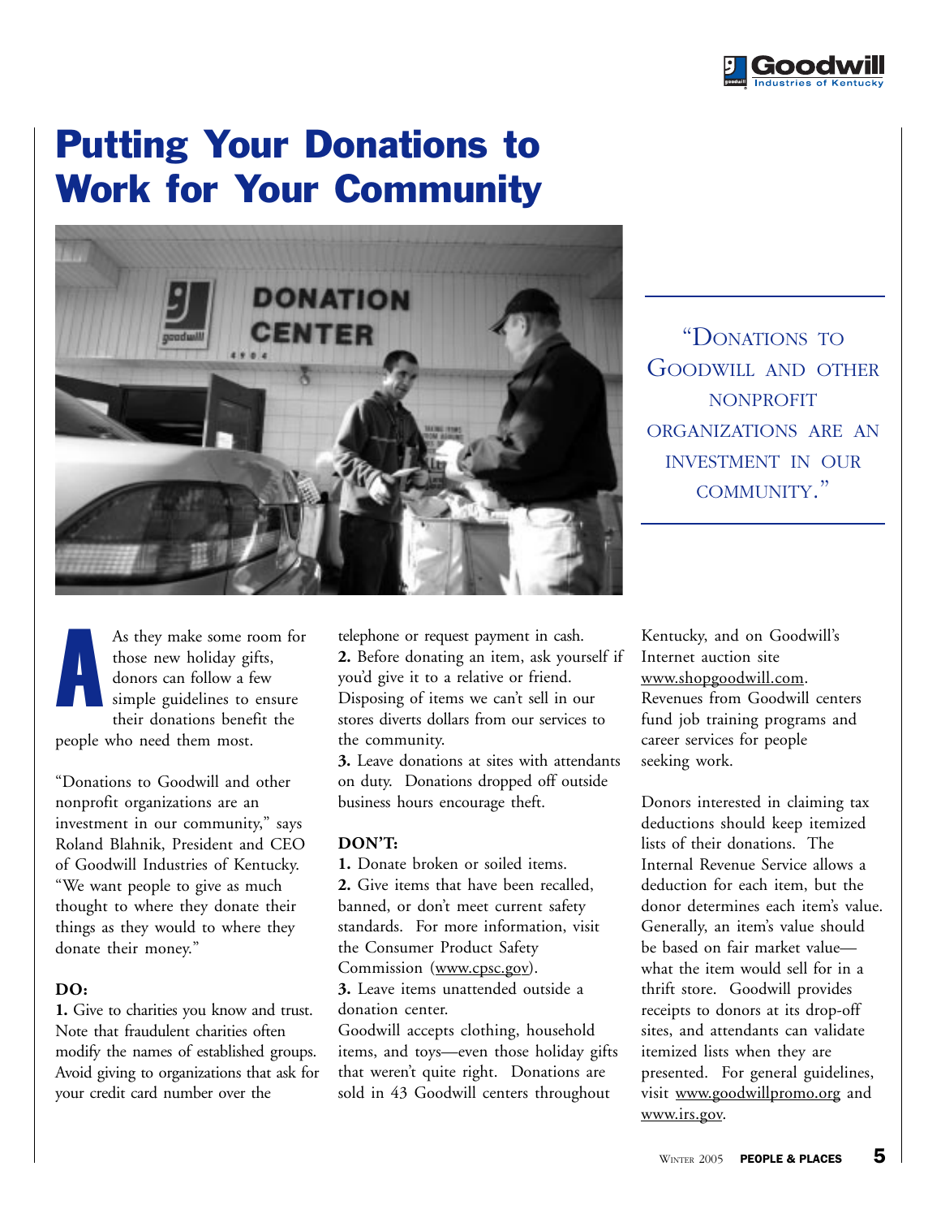# Putting Your Donations to Work for Your Community

"DONATIONS TO GOODWILL AND OTHER NONPROFIT ORGANIZATIONS ARE AN INVESTMENT IN OUR COMMUNITY."

As they make some room for those new holiday gifts, donors can follow a few simple guidelines to ensure their donations benefit the people who need them most.

"Donations to Goodwill and other nonprofit organizations are an investment in our community," says Roland Blahnik, President and CEO of Goodwill Industries of Kentucky. "We want people to give as much thought to where they donate their things as they would to where they donate their money."

**DO:**

**1.** Give to charities you know and trust. Note that fraudulent charities often modify the names of established groups. Avoid giving to organizations that ask for your credit card number over the telephone or request payment in cash.
**2.** Before donating an item, ask yourself if you'd give it to a relative or friend. Disposing of items we can't sell in our stores diverts dollars from our services to the community.
**3.** Leave donations at sites with attendants on duty. Donations dropped off outside business hours encourage theft.

**DON'T:**

**1.** Donate broken or soiled items.
**2.** Give items that have been recalled, banned, or don't meet current safety standards. For more information, visit the Consumer Product Safety Commission (www.cpsc.gov).
**3.** Leave items unattended outside a donation center.

Goodwill accepts clothing, household items, and toys—even those holiday gifts that weren't quite right. Donations are sold in 43 Goodwill centers throughout Kentucky, and on Goodwill's Internet auction site www.shopgoodwill.com. Revenues from Goodwill centers fund job training programs and career services for people seeking work.

Donors interested in claiming tax deductions should keep itemized lists of their donations. The Internal Revenue Service allows a deduction for each item, but the donor determines each item's value. Generally, an item's value should be based on fair market value—what the item would sell for in a thrift store. Goodwill provides receipts to donors at its drop-off sites, and attendants can validate itemized lists when they are presented. For general guidelines, visit www.goodwillpromo.org and www.irs.gov.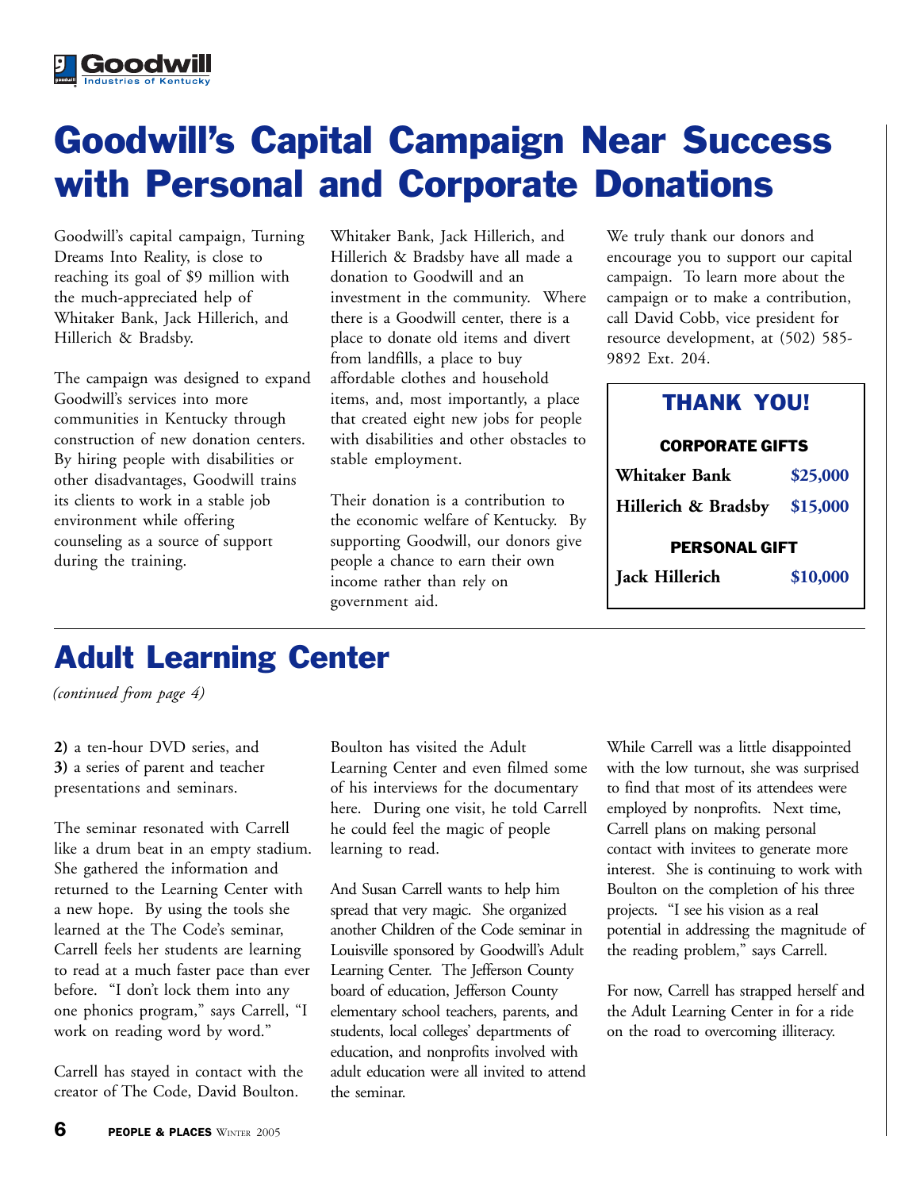Goodwill Industries of Kentucky

# Goodwill's Capital Campaign Near Success with Personal and Corporate Donations

Goodwill's capital campaign, Turning Dreams Into Reality, is close to reaching its goal of $9 million with the much-appreciated help of Whitaker Bank, Jack Hillerich, and Hillerich & Bradsby.

The campaign was designed to expand Goodwill's services into more communities in Kentucky through construction of new donation centers. By hiring people with disabilities or other disadvantages, Goodwill trains its clients to work in a stable job environment while offering counseling as a source of support during the training.

Whitaker Bank, Jack Hillerich, and Hillerich & Bradsby have all made a donation to Goodwill and an investment in the community. Where there is a Goodwill center, there is a place to donate old items and divert from landfills, a place to buy affordable clothes and household items, and, most importantly, a place that created eight new jobs for people with disabilities and other obstacles to stable employment.

Their donation is a contribution to the economic welfare of Kentucky. By supporting Goodwill, our donors give people a chance to earn their own income rather than rely on government aid.

We truly thank our donors and encourage you to support our capital campaign. To learn more about the campaign or to make a contribution, call David Cobb, vice president for resource development, at (502) 585-9892 Ext. 204.

**THANK YOU!**

| CORPORATE GIFTS | |
|---|---|
| **Whitaker Bank** | **$25,000** |
| **Hillerich & Bradsby** | **$15,000** |
| **PERSONAL GIFT** | |
| **Jack Hillerich** | **$10,000** |

# Adult Learning Center

*(continued from page 4)*

**2)** a ten-hour DVD series, and
**3)** a series of parent and teacher presentations and seminars.

The seminar resonated with Carrell like a drum beat in an empty stadium. She gathered the information and returned to the Learning Center with a new hope. By using the tools she learned at the The Code's seminar, Carrell feels her students are learning to read at a much faster pace than ever before. "I don't lock them into any one phonics program," says Carrell, "I work on reading word by word."

Carrell has stayed in contact with the creator of The Code, David Boulton. Boulton has visited the Adult Learning Center and even filmed some of his interviews for the documentary here. During one visit, he told Carrell he could feel the magic of people learning to read.

And Susan Carrell wants to help him spread that very magic. She organized another Children of the Code seminar in Louisville sponsored by Goodwill's Adult Learning Center. The Jefferson County board of education, Jefferson County elementary school teachers, parents, and students, local colleges' departments of education, and nonprofits involved with adult education were all invited to attend the seminar.

While Carrell was a little disappointed with the low turnout, she was surprised to find that most of its attendees were employed by nonprofits. Next time, Carrell plans on making personal contact with invitees to generate more interest. She is continuing to work with Boulton on the completion of his three projects. "I see his vision as a real potential in addressing the magnitude of the reading problem," says Carrell.

For now, Carrell has strapped herself and the Adult Learning Center in for a ride on the road to overcoming illiteracy.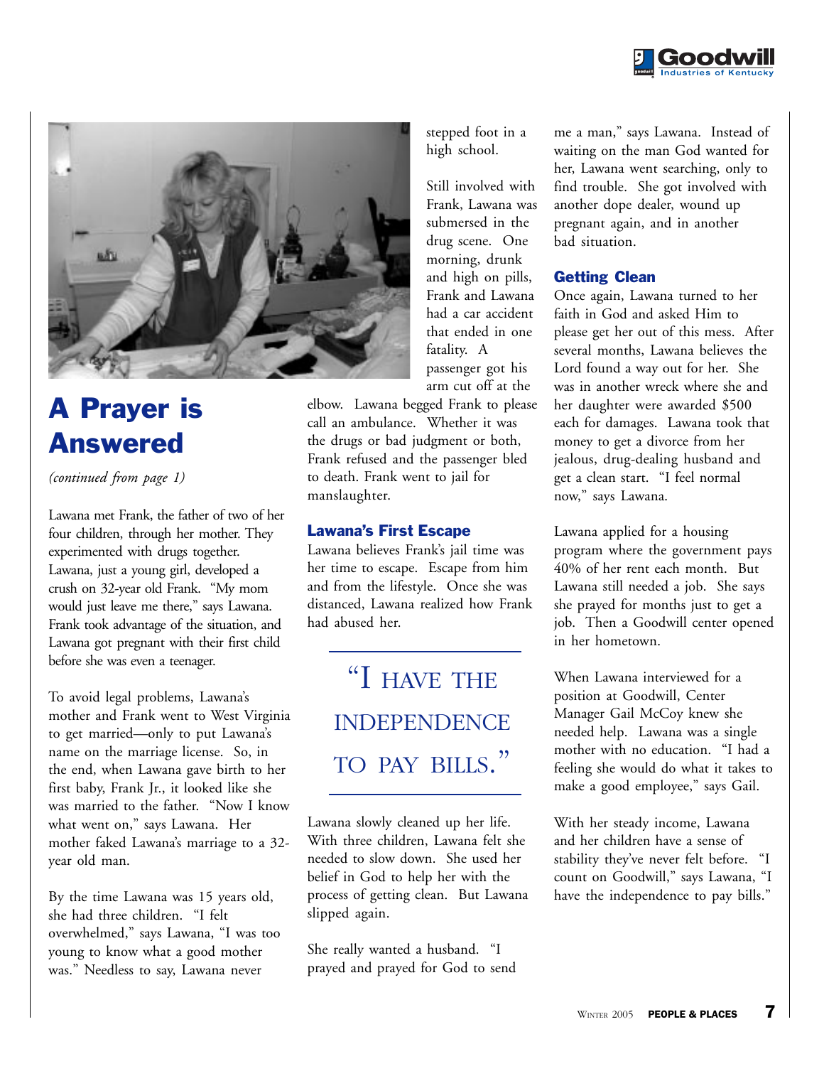# A Prayer is Answered

*(continued from page 1)*

Lawana met Frank, the father of two of her four children, through her mother. They experimented with drugs together. Lawana, just a young girl, developed a crush on 32-year old Frank. "My mom would just leave me there," says Lawana. Frank took advantage of the situation, and Lawana got pregnant with their first child before she was even a teenager.

To avoid legal problems, Lawana's mother and Frank went to West Virginia to get married—only to put Lawana's name on the marriage license. So, in the end, when Lawana gave birth to her first baby, Frank Jr., it looked like she was married to the father. "Now I know what went on," says Lawana. Her mother faked Lawana's marriage to a 32-year old man.

By the time Lawana was 15 years old, she had three children. "I felt overwhelmed," says Lawana, "I was too young to know what a good mother was." Needless to say, Lawana never stepped foot in a high school.

Still involved with Frank, Lawana was submersed in the drug scene. One morning, drunk and high on pills, Frank and Lawana had a car accident that ended in one fatality. A passenger got his arm cut off at the elbow. Lawana begged Frank to please call an ambulance. Whether it was the drugs or bad judgment or both, Frank refused and the passenger bled to death. Frank went to jail for manslaughter.

## Lawana's First Escape

Lawana believes Frank's jail time was her time to escape. Escape from him and from the lifestyle. Once she was distanced, Lawana realized how Frank had abused her.

> "I have the independence to pay bills."

Lawana slowly cleaned up her life. With three children, Lawana felt she needed to slow down. She used her belief in God to help her with the process of getting clean. But Lawana slipped again.

She really wanted a husband. "I prayed and prayed for God to send me a man," says Lawana. Instead of waiting on the man God wanted for her, Lawana went searching, only to find trouble. She got involved with another dope dealer, wound up pregnant again, and in another bad situation.

## Getting Clean

Once again, Lawana turned to her faith in God and asked Him to please get her out of this mess. After several months, Lawana believes the Lord found a way out for her. She was in another wreck where she and her daughter were awarded $500 each for damages. Lawana took that money to get a divorce from her jealous, drug-dealing husband and get a clean start. "I feel normal now," says Lawana.

Lawana applied for a housing program where the government pays 40% of her rent each month. But Lawana still needed a job. She says she prayed for months just to get a job. Then a Goodwill center opened in her hometown.

When Lawana interviewed for a position at Goodwill, Center Manager Gail McCoy knew she needed help. Lawana was a single mother with no education. "I had a feeling she would do what it takes to make a good employee," says Gail.

With her steady income, Lawana and her children have a sense of stability they've never felt before. "I count on Goodwill," says Lawana, "I have the independence to pay bills."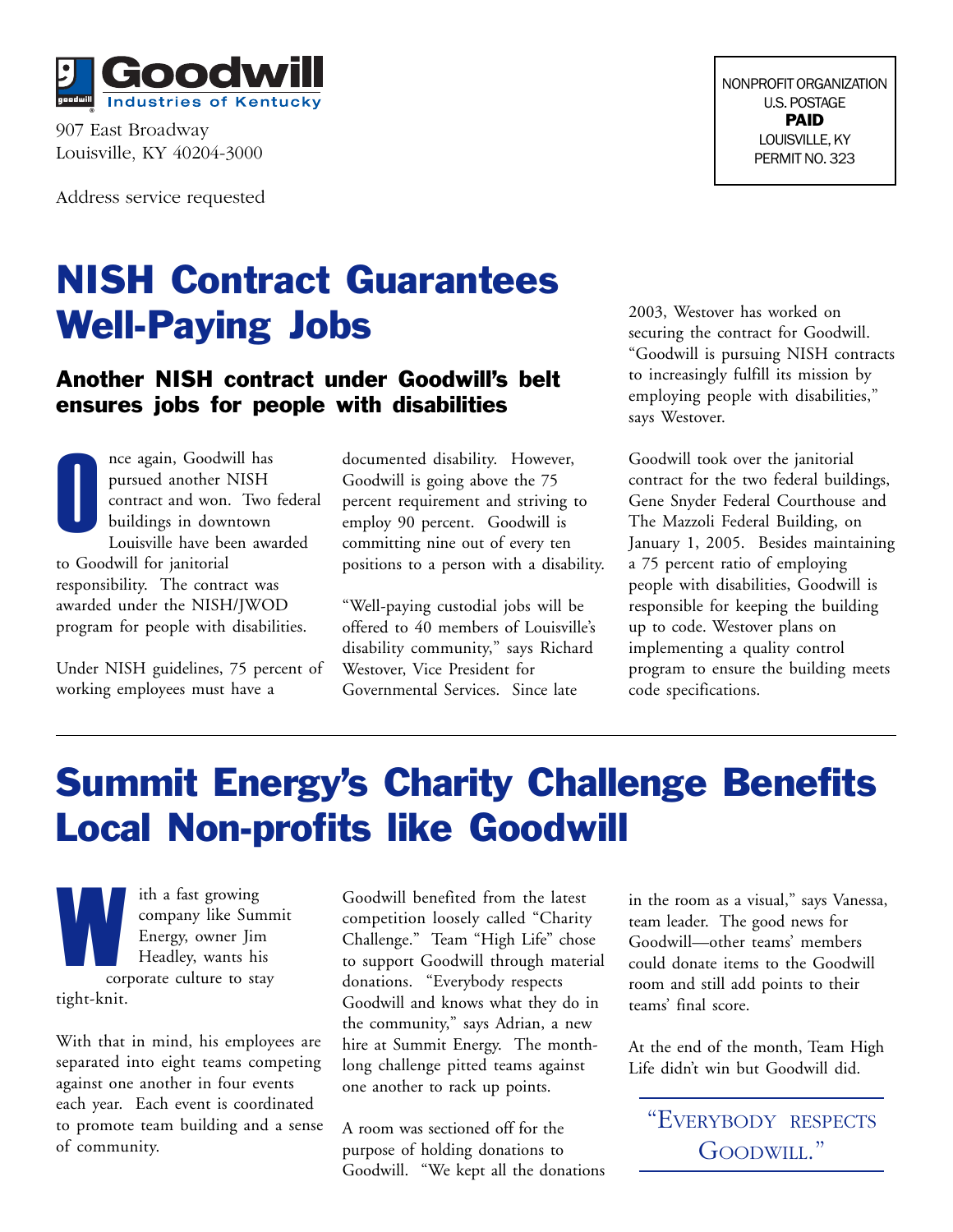Goodwill Industries of Kentucky

907 East Broadway
Louisville, KY 40204-3000

Address service requested

NONPROFIT ORGANIZATION
U.S. POSTAGE
**PAID**
LOUISVILLE, KY
PERMIT NO. 323

# NISH Contract Guarantees Well-Paying Jobs

### Another NISH contract under Goodwill's belt ensures jobs for people with disabilities

Once again, Goodwill has pursued another NISH contract and won. Two federal buildings in downtown Louisville have been awarded to Goodwill for janitorial responsibility. The contract was awarded under the NISH/JWOD program for people with disabilities.

Under NISH guidelines, 75 percent of working employees must have a documented disability. However, Goodwill is going above the 75 percent requirement and striving to employ 90 percent. Goodwill is committing nine out of every ten positions to a person with a disability.

"Well-paying custodial jobs will be offered to 40 members of Louisville's disability community," says Richard Westover, Vice President for Governmental Services. Since late 2003, Westover has worked on securing the contract for Goodwill. "Goodwill is pursuing NISH contracts to increasingly fulfill its mission by employing people with disabilities," says Westover.

Goodwill took over the janitorial contract for the two federal buildings, Gene Snyder Federal Courthouse and The Mazzoli Federal Building, on January 1, 2005. Besides maintaining a 75 percent ratio of employing people with disabilities, Goodwill is responsible for keeping the building up to code. Westover plans on implementing a quality control program to ensure the building meets code specifications.

# Summit Energy's Charity Challenge Benefits Local Non-profits like Goodwill

With a fast growing company like Summit Energy, owner Jim Headley, wants his corporate culture to stay tight-knit.

With that in mind, his employees are separated into eight teams competing against one another in four events each year. Each event is coordinated to promote team building and a sense of community.

Goodwill benefited from the latest competition loosely called "Charity Challenge." Team "High Life" chose to support Goodwill through material donations. "Everybody respects Goodwill and knows what they do in the community," says Adrian, a new hire at Summit Energy. The month-long challenge pitted teams against one another to rack up points.

A room was sectioned off for the purpose of holding donations to Goodwill. "We kept all the donations in the room as a visual," says Vanessa, team leader. The good news for Goodwill—other teams' members could donate items to the Goodwill room and still add points to their teams' final score.

At the end of the month, Team High Life didn't win but Goodwill did.

> "Everybody respects Goodwill."